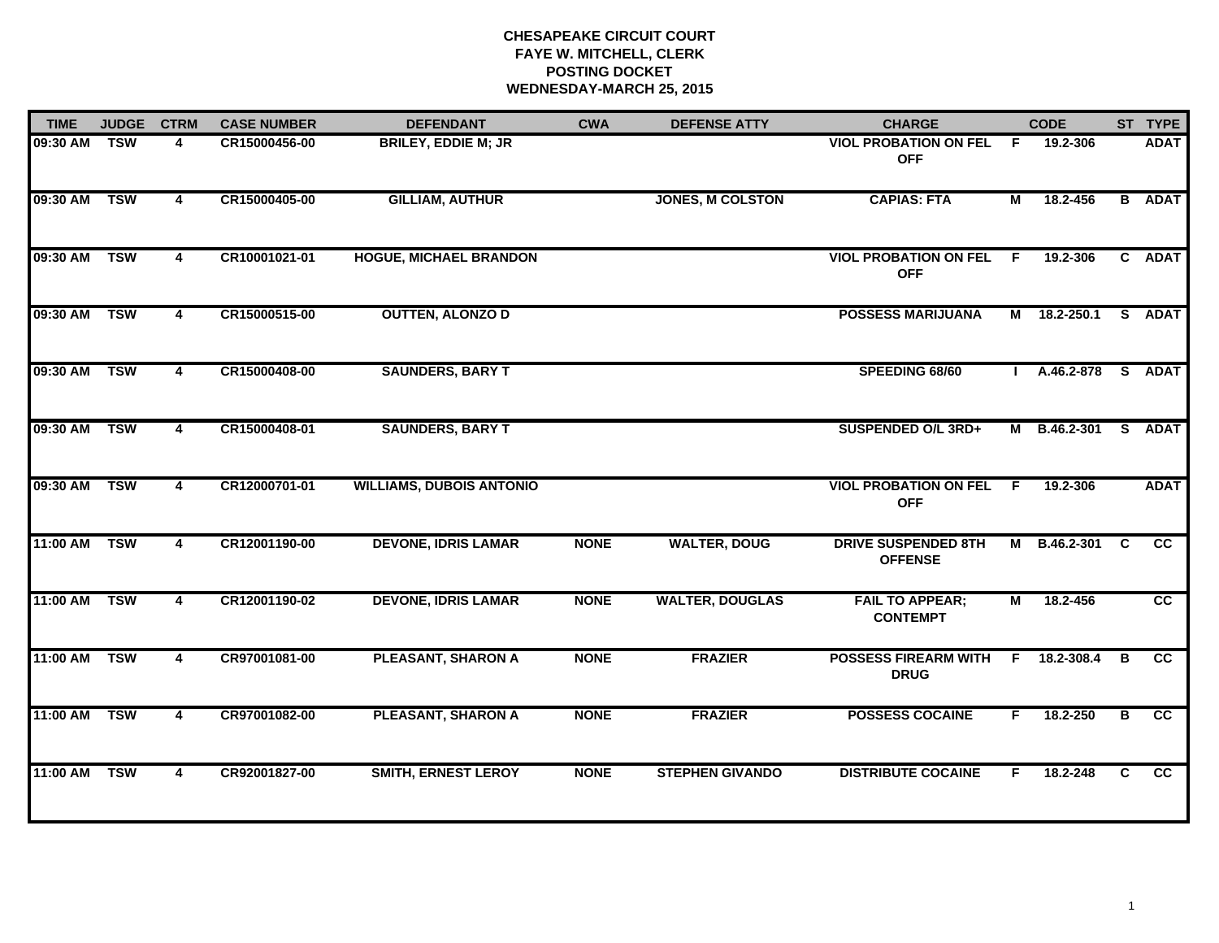**CHESAPEAKE CIRCUIT COURT**
**FAYE W. MITCHELL, CLERK**
**POSTING DOCKET**
**WEDNESDAY-MARCH 25, 2015**

| TIME | JUDGE | CTRM | CASE NUMBER | DEFENDANT | CWA | DEFENSE ATTY | CHARGE | | CODE | ST | TYPE |
|---|---|---|---|---|---|---|---|---|---|---|---|
| 09:30 AM | TSW | 4 | CR15000456-00 | BRILEY, EDDIE M; JR | | | VIOL PROBATION ON FEL OFF | F | 19.2-306 | | ADAT |
| 09:30 AM | TSW | 4 | CR15000405-00 | GILLIAM, AUTHUR | | JONES, M COLSTON | CAPIAS: FTA | M | 18.2-456 | B | ADAT |
| 09:30 AM | TSW | 4 | CR10001021-01 | HOGUE, MICHAEL BRANDON | | | VIOL PROBATION ON FEL OFF | F | 19.2-306 | C | ADAT |
| 09:30 AM | TSW | 4 | CR15000515-00 | OUTTEN, ALONZO D | | | POSSESS MARIJUANA | M | 18.2-250.1 | S | ADAT |
| 09:30 AM | TSW | 4 | CR15000408-00 | SAUNDERS, BARY T | | | SPEEDING 68/60 | I | A.46.2-878 | S | ADAT |
| 09:30 AM | TSW | 4 | CR15000408-01 | SAUNDERS, BARY T | | | SUSPENDED O/L 3RD+ | M | B.46.2-301 | S | ADAT |
| 09:30 AM | TSW | 4 | CR12000701-01 | WILLIAMS, DUBOIS ANTONIO | | | VIOL PROBATION ON FEL OFF | F | 19.2-306 | | ADAT |
| 11:00 AM | TSW | 4 | CR12001190-00 | DEVONE, IDRIS LAMAR | NONE | WALTER, DOUG | DRIVE SUSPENDED 8TH OFFENSE | M | B.46.2-301 | C | CC |
| 11:00 AM | TSW | 4 | CR12001190-02 | DEVONE, IDRIS LAMAR | NONE | WALTER, DOUGLAS | FAIL TO APPEAR; CONTEMPT | M | 18.2-456 | | CC |
| 11:00 AM | TSW | 4 | CR97001081-00 | PLEASANT, SHARON A | NONE | FRAZIER | POSSESS FIREARM WITH DRUG | F | 18.2-308.4 | B | CC |
| 11:00 AM | TSW | 4 | CR97001082-00 | PLEASANT, SHARON A | NONE | FRAZIER | POSSESS COCAINE | F | 18.2-250 | B | CC |
| 11:00 AM | TSW | 4 | CR92001827-00 | SMITH, ERNEST LEROY | NONE | STEPHEN GIVANDO | DISTRIBUTE COCAINE | F | 18.2-248 | C | CC |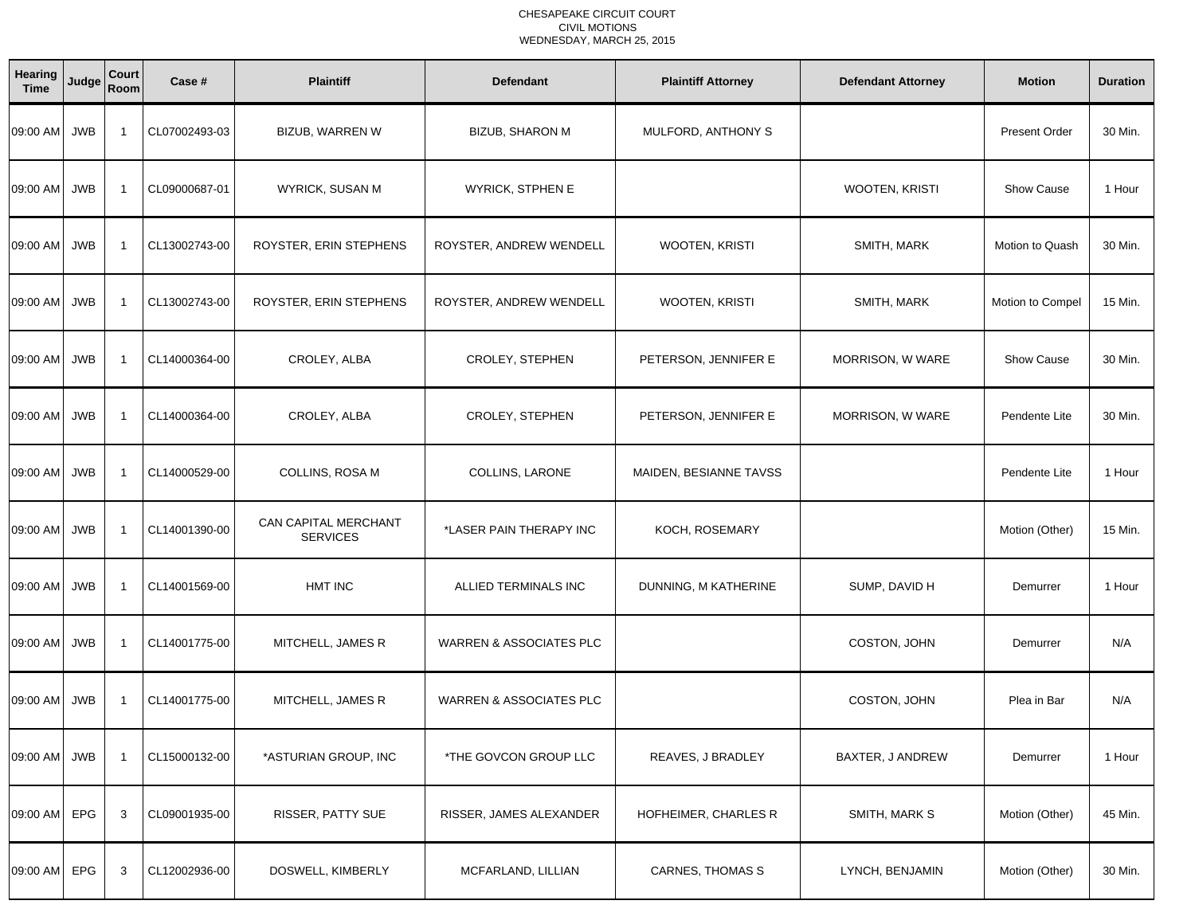CHESAPEAKE CIRCUIT COURT
CIVIL MOTIONS
WEDNESDAY, MARCH 25, 2015

| Hearing Time | Judge | Court Room | Case # | Plaintiff | Defendant | Plaintiff Attorney | Defendant Attorney | Motion | Duration |
|---|---|---|---|---|---|---|---|---|---|
| 09:00 AM | JWB | 1 | CL07002493-03 | BIZUB, WARREN W | BIZUB, SHARON M | MULFORD, ANTHONY S | | Present Order | 30 Min. |
| 09:00 AM | JWB | 1 | CL09000687-01 | WYRICK, SUSAN M | WYRICK, STPHEN E | | WOOTEN, KRISTI | Show Cause | 1 Hour |
| 09:00 AM | JWB | 1 | CL13002743-00 | ROYSTER, ERIN STEPHENS | ROYSTER, ANDREW WENDELL | WOOTEN, KRISTI | SMITH, MARK | Motion to Quash | 30 Min. |
| 09:00 AM | JWB | 1 | CL13002743-00 | ROYSTER, ERIN STEPHENS | ROYSTER, ANDREW WENDELL | WOOTEN, KRISTI | SMITH, MARK | Motion to Compel | 15 Min. |
| 09:00 AM | JWB | 1 | CL14000364-00 | CROLEY, ALBA | CROLEY, STEPHEN | PETERSON, JENNIFER E | MORRISON, W WARE | Show Cause | 30 Min. |
| 09:00 AM | JWB | 1 | CL14000364-00 | CROLEY, ALBA | CROLEY, STEPHEN | PETERSON, JENNIFER E | MORRISON, W WARE | Pendente Lite | 30 Min. |
| 09:00 AM | JWB | 1 | CL14000529-00 | COLLINS, ROSA M | COLLINS, LARONE | MAIDEN, BESIANNE TAVSS | | Pendente Lite | 1 Hour |
| 09:00 AM | JWB | 1 | CL14001390-00 | CAN CAPITAL MERCHANT SERVICES | *LASER PAIN THERAPY INC | KOCH, ROSEMARY | | Motion (Other) | 15 Min. |
| 09:00 AM | JWB | 1 | CL14001569-00 | HMT INC | ALLIED TERMINALS INC | DUNNING, M KATHERINE | SUMP, DAVID H | Demurrer | 1 Hour |
| 09:00 AM | JWB | 1 | CL14001775-00 | MITCHELL, JAMES R | WARREN & ASSOCIATES PLC | | COSTON, JOHN | Demurrer | N/A |
| 09:00 AM | JWB | 1 | CL14001775-00 | MITCHELL, JAMES R | WARREN & ASSOCIATES PLC | | COSTON, JOHN | Plea in Bar | N/A |
| 09:00 AM | JWB | 1 | CL15000132-00 | *ASTURIAN GROUP, INC | *THE GOVCON GROUP LLC | REAVES, J BRADLEY | BAXTER, J ANDREW | Demurrer | 1 Hour |
| 09:00 AM | EPG | 3 | CL09001935-00 | RISSER, PATTY SUE | RISSER, JAMES ALEXANDER | HOFHEIMER, CHARLES R | SMITH, MARK S | Motion (Other) | 45 Min. |
| 09:00 AM | EPG | 3 | CL12002936-00 | DOSWELL, KIMBERLY | MCFARLAND, LILLIAN | CARNES, THOMAS S | LYNCH, BENJAMIN | Motion (Other) | 30 Min. |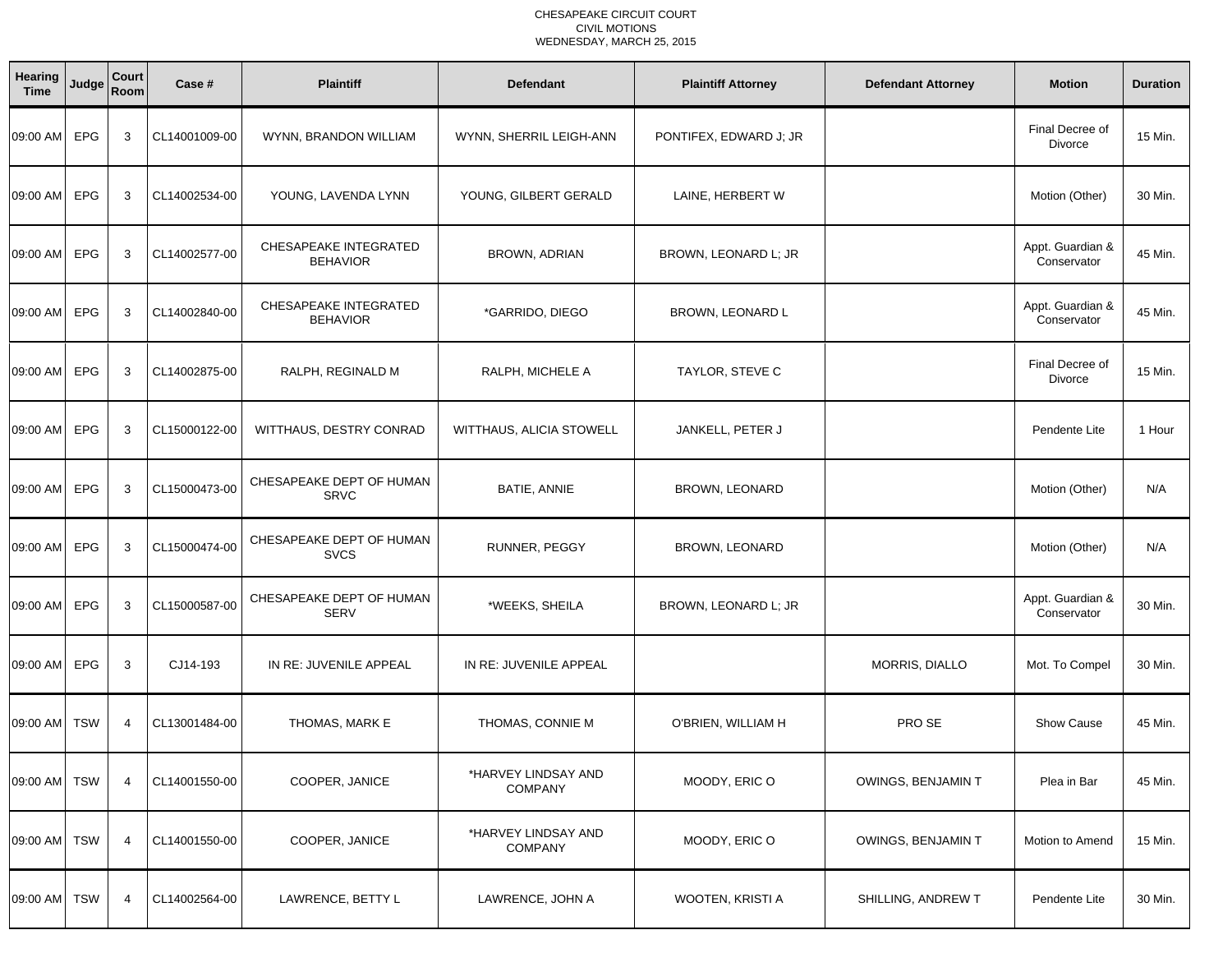CHESAPEAKE CIRCUIT COURT
CIVIL MOTIONS
WEDNESDAY, MARCH 25, 2015

| Hearing Time | Judge | Court Room | Case # | Plaintiff | Defendant | Plaintiff Attorney | Defendant Attorney | Motion | Duration |
|---|---|---|---|---|---|---|---|---|---|
| 09:00 AM | EPG | 3 | CL14001009-00 | WYNN, BRANDON WILLIAM | WYNN, SHERRIL LEIGH-ANN | PONTIFEX, EDWARD J; JR | | Final Decree of Divorce | 15 Min. |
| 09:00 AM | EPG | 3 | CL14002534-00 | YOUNG, LAVENDA LYNN | YOUNG, GILBERT GERALD | LAINE, HERBERT W | | Motion (Other) | 30 Min. |
| 09:00 AM | EPG | 3 | CL14002577-00 | CHESAPEAKE INTEGRATED BEHAVIOR | BROWN, ADRIAN | BROWN, LEONARD L; JR | | Appt. Guardian & Conservator | 45 Min. |
| 09:00 AM | EPG | 3 | CL14002840-00 | CHESAPEAKE INTEGRATED BEHAVIOR | *GARRIDO, DIEGO | BROWN, LEONARD L | | Appt. Guardian & Conservator | 45 Min. |
| 09:00 AM | EPG | 3 | CL14002875-00 | RALPH, REGINALD M | RALPH, MICHELE A | TAYLOR, STEVE C | | Final Decree of Divorce | 15 Min. |
| 09:00 AM | EPG | 3 | CL15000122-00 | WITTHAUS, DESTRY CONRAD | WITTHAUS, ALICIA STOWELL | JANKELL, PETER J | | Pendente Lite | 1 Hour |
| 09:00 AM | EPG | 3 | CL15000473-00 | CHESAPEAKE DEPT OF HUMAN SRVC | BATIE, ANNIE | BROWN, LEONARD | | Motion (Other) | N/A |
| 09:00 AM | EPG | 3 | CL15000474-00 | CHESAPEAKE DEPT OF HUMAN SVCS | RUNNER, PEGGY | BROWN, LEONARD | | Motion (Other) | N/A |
| 09:00 AM | EPG | 3 | CL15000587-00 | CHESAPEAKE DEPT OF HUMAN SERV | *WEEKS, SHEILA | BROWN, LEONARD L; JR | | Appt. Guardian & Conservator | 30 Min. |
| 09:00 AM | EPG | 3 | CJ14-193 | IN RE: JUVENILE APPEAL | IN RE: JUVENILE APPEAL | | MORRIS, DIALLO | Mot. To Compel | 30 Min. |
| 09:00 AM | TSW | 4 | CL13001484-00 | THOMAS, MARK E | THOMAS, CONNIE M | O'BRIEN, WILLIAM H | PRO SE | Show Cause | 45 Min. |
| 09:00 AM | TSW | 4 | CL14001550-00 | COOPER, JANICE | *HARVEY LINDSAY AND COMPANY | MOODY, ERIC O | OWINGS, BENJAMIN T | Plea in Bar | 45 Min. |
| 09:00 AM | TSW | 4 | CL14001550-00 | COOPER, JANICE | *HARVEY LINDSAY AND COMPANY | MOODY, ERIC O | OWINGS, BENJAMIN T | Motion to Amend | 15 Min. |
| 09:00 AM | TSW | 4 | CL14002564-00 | LAWRENCE, BETTY L | LAWRENCE, JOHN A | WOOTEN, KRISTI A | SHILLING, ANDREW T | Pendente Lite | 30 Min. |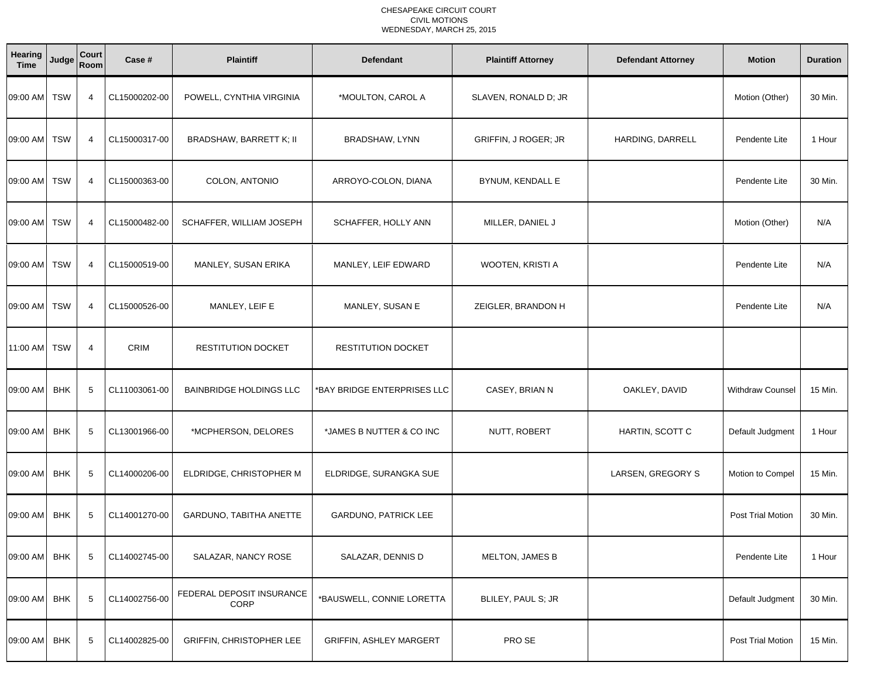CHESAPEAKE CIRCUIT COURT
CIVIL MOTIONS
WEDNESDAY, MARCH 25, 2015

| Hearing Time | Judge | Court Room | Case # | Plaintiff | Defendant | Plaintiff Attorney | Defendant Attorney | Motion | Duration |
|---|---|---|---|---|---|---|---|---|---|
| 09:00 AM | TSW | 4 | CL15000202-00 | POWELL, CYNTHIA VIRGINIA | *MOULTON, CAROL A | SLAVEN, RONALD D; JR | | Motion (Other) | 30 Min. |
| 09:00 AM | TSW | 4 | CL15000317-00 | BRADSHAW, BARRETT K; II | BRADSHAW, LYNN | GRIFFIN, J ROGER; JR | HARDING, DARRELL | Pendente Lite | 1 Hour |
| 09:00 AM | TSW | 4 | CL15000363-00 | COLON, ANTONIO | ARROYO-COLON, DIANA | BYNUM, KENDALL E | | Pendente Lite | 30 Min. |
| 09:00 AM | TSW | 4 | CL15000482-00 | SCHAFFER, WILLIAM JOSEPH | SCHAFFER, HOLLY ANN | MILLER, DANIEL J | | Motion (Other) | N/A |
| 09:00 AM | TSW | 4 | CL15000519-00 | MANLEY, SUSAN ERIKA | MANLEY, LEIF EDWARD | WOOTEN, KRISTI A | | Pendente Lite | N/A |
| 09:00 AM | TSW | 4 | CL15000526-00 | MANLEY, LEIF E | MANLEY, SUSAN E | ZEIGLER, BRANDON H | | Pendente Lite | N/A |
| 11:00 AM | TSW | 4 | CRIM | RESTITUTION DOCKET | RESTITUTION DOCKET | | | | |
| 09:00 AM | BHK | 5 | CL11003061-00 | BAINBRIDGE HOLDINGS LLC | *BAY BRIDGE ENTERPRISES LLC | CASEY, BRIAN N | OAKLEY, DAVID | Withdraw Counsel | 15 Min. |
| 09:00 AM | BHK | 5 | CL13001966-00 | *MCPHERSON, DELORES | *JAMES B NUTTER & CO INC | NUTT, ROBERT | HARTIN, SCOTT C | Default Judgment | 1 Hour |
| 09:00 AM | BHK | 5 | CL14000206-00 | ELDRIDGE, CHRISTOPHER M | ELDRIDGE, SURANGKA SUE | | LARSEN, GREGORY S | Motion to Compel | 15 Min. |
| 09:00 AM | BHK | 5 | CL14001270-00 | GARDUNO, TABITHA ANETTE | GARDUNO, PATRICK LEE | | | Post Trial Motion | 30 Min. |
| 09:00 AM | BHK | 5 | CL14002745-00 | SALAZAR, NANCY ROSE | SALAZAR, DENNIS D | MELTON, JAMES B | | Pendente Lite | 1 Hour |
| 09:00 AM | BHK | 5 | CL14002756-00 | FEDERAL DEPOSIT INSURANCE CORP | *BAUSWELL, CONNIE LORETTA | BLILEY, PAUL S; JR | | Default Judgment | 30 Min. |
| 09:00 AM | BHK | 5 | CL14002825-00 | GRIFFIN, CHRISTOPHER LEE | GRIFFIN, ASHLEY MARGERT | PRO SE | | Post Trial Motion | 15 Min. |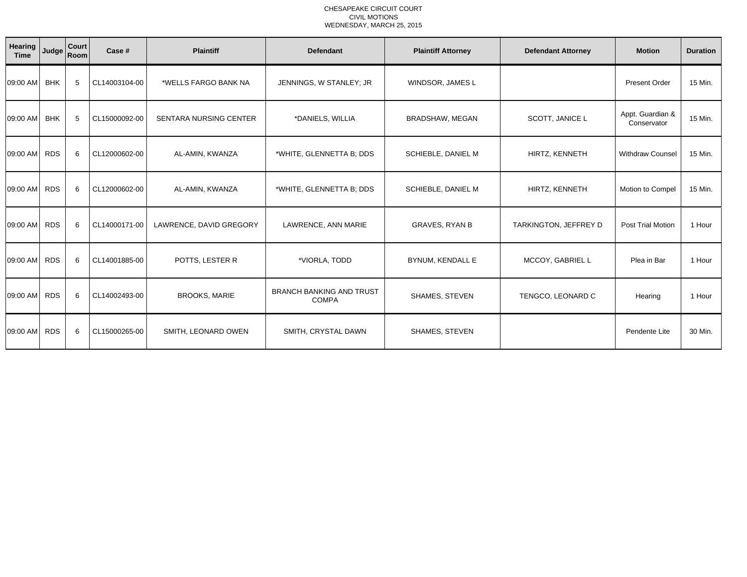CHESAPEAKE CIRCUIT COURT
CIVIL MOTIONS
WEDNESDAY, MARCH 25, 2015

| Hearing Time | Judge | Court Room | Case # | Plaintiff | Defendant | Plaintiff Attorney | Defendant Attorney | Motion | Duration |
|---|---|---|---|---|---|---|---|---|---|
| 09:00 AM | BHK | 5 | CL14003104-00 | *WELLS FARGO BANK NA | JENNINGS, W STANLEY; JR | WINDSOR, JAMES L | | Present Order | 15 Min. |
| 09:00 AM | BHK | 5 | CL15000092-00 | SENTARA NURSING CENTER | *DANIELS, WILLIA | BRADSHAW, MEGAN | SCOTT, JANICE L | Appt. Guardian & Conservator | 15 Min. |
| 09:00 AM | RDS | 6 | CL12000602-00 | AL-AMIN, KWANZA | *WHITE, GLENNETTA B; DDS | SCHIEBLE, DANIEL M | HIRTZ, KENNETH | Withdraw Counsel | 15 Min. |
| 09:00 AM | RDS | 6 | CL12000602-00 | AL-AMIN, KWANZA | *WHITE, GLENNETTA B; DDS | SCHIEBLE, DANIEL M | HIRTZ, KENNETH | Motion to Compel | 15 Min. |
| 09:00 AM | RDS | 6 | CL14000171-00 | LAWRENCE, DAVID GREGORY | LAWRENCE, ANN MARIE | GRAVES, RYAN B | TARKINGTON, JEFFREY D | Post Trial Motion | 1 Hour |
| 09:00 AM | RDS | 6 | CL14001885-00 | POTTS, LESTER R | *VIORLA, TODD | BYNUM, KENDALL E | MCCOY, GABRIEL L | Plea in Bar | 1 Hour |
| 09:00 AM | RDS | 6 | CL14002493-00 | BROOKS, MARIE | BRANCH BANKING AND TRUST COMPA | SHAMES, STEVEN | TENGCO, LEONARD C | Hearing | 1 Hour |
| 09:00 AM | RDS | 6 | CL15000265-00 | SMITH, LEONARD OWEN | SMITH, CRYSTAL DAWN | SHAMES, STEVEN | | Pendente Lite | 30 Min. |